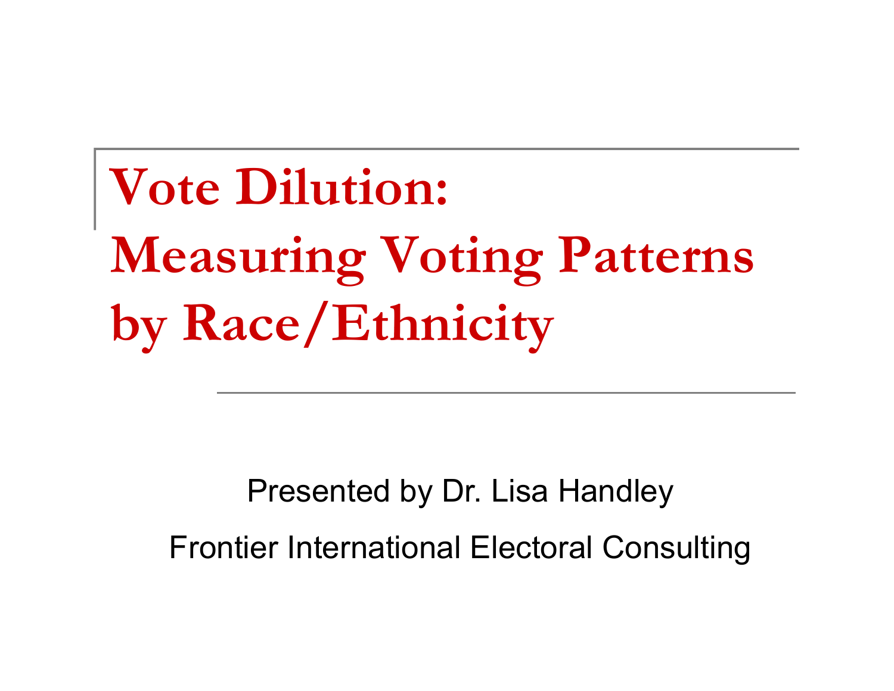# Vote Dilution: Measuring Voting Patterns by Race/Ethnicity

Presented by Dr. Lisa Handley

Frontier International Electoral Consulting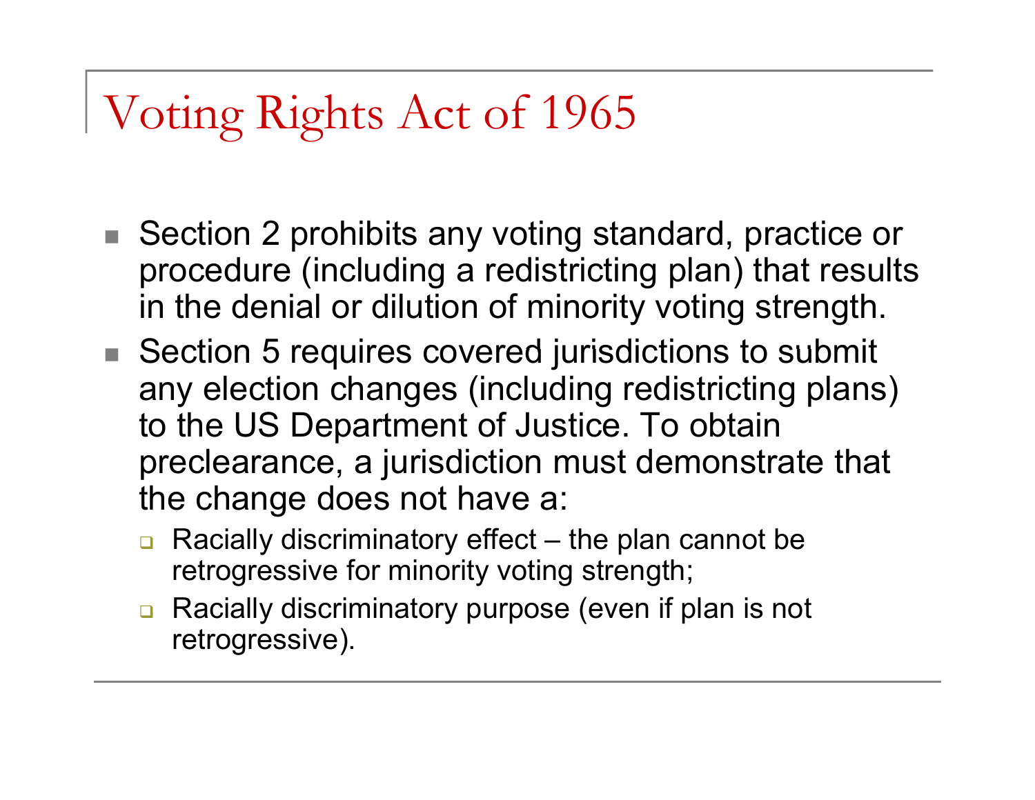# Voting Rights Act of 1965

- Section 2 prohibits any voting standard, practice or procedure (including a redistricting plan) that results in the denial or dilution of minority voting strength.
- Section 5 requires covered jurisdictions to submit any election changes (including redistricting plans) to the US Department of Justice. To obtain preclearance, a jurisdiction must demonstrate that the change does not have a:
  - Racially discriminatory effect – the plan cannot be retrogressive for minority voting strength;
  - Racially discriminatory purpose (even if plan is not retrogressive).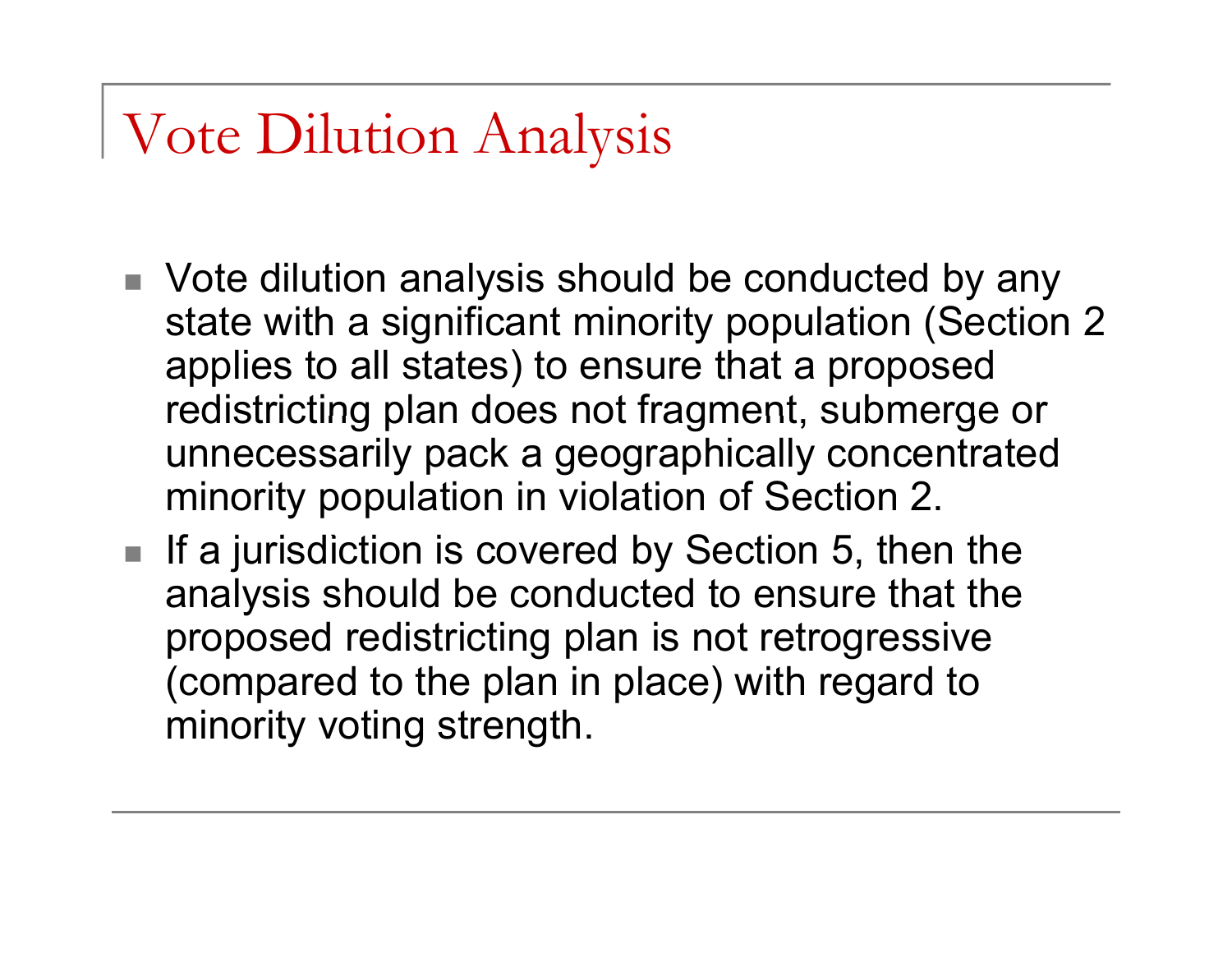# Vote Dilution Analysis

- Vote dilution analysis should be conducted by any state with a significant minority population (Section 2 applies to all states) to ensure that a proposed redistricting plan does not fragment, submerge or unnecessarily pack a geographically concentrated minority population in violation of Section 2.
- If a jurisdiction is covered by Section 5, then the analysis should be conducted to ensure that the proposed redistricting plan is not retrogressive (compared to the plan in place) with regard to minority voting strength.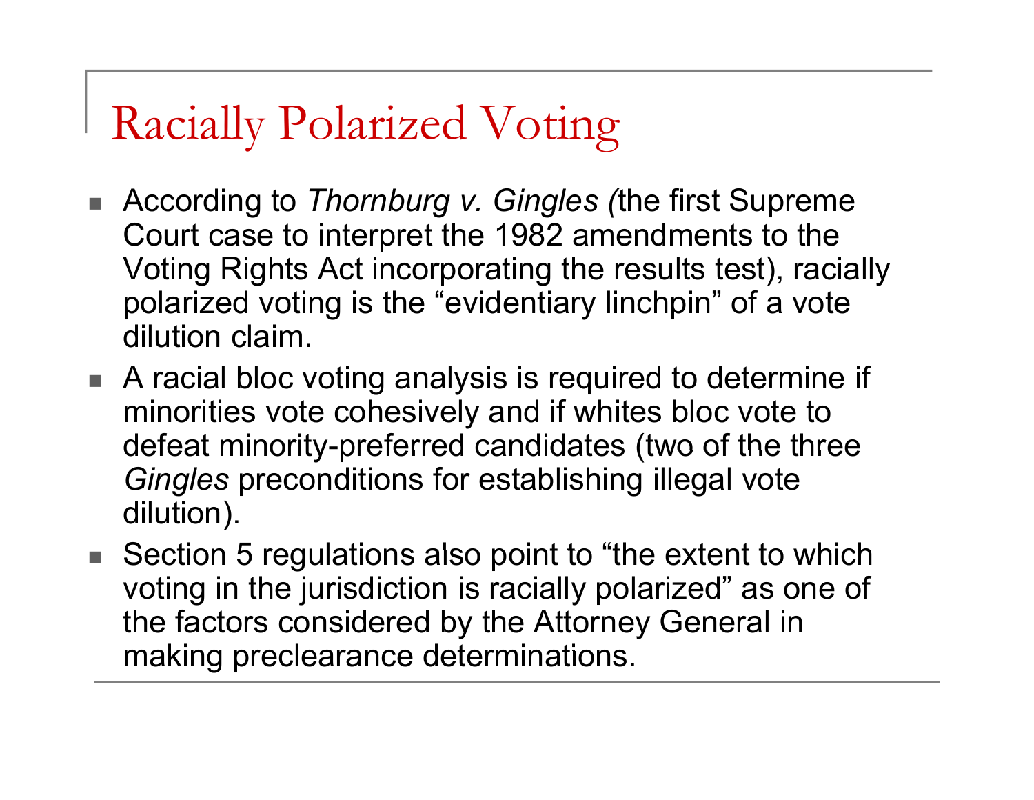# Racially Polarized Voting

- According to *Thornburg v. Gingles (*the first Supreme Court case to interpret the 1982 amendments to the Voting Rights Act incorporating the results test), racially polarized voting is the "evidentiary linchpin" of a vote dilution claim.
- A racial bloc voting analysis is required to determine if minorities vote cohesively and if whites bloc vote to defeat minority-preferred candidates (two of the three *Gingles* preconditions for establishing illegal vote dilution).
- Section 5 regulations also point to "the extent to which voting in the jurisdiction is racially polarized" as one of the factors considered by the Attorney General in making preclearance determinations.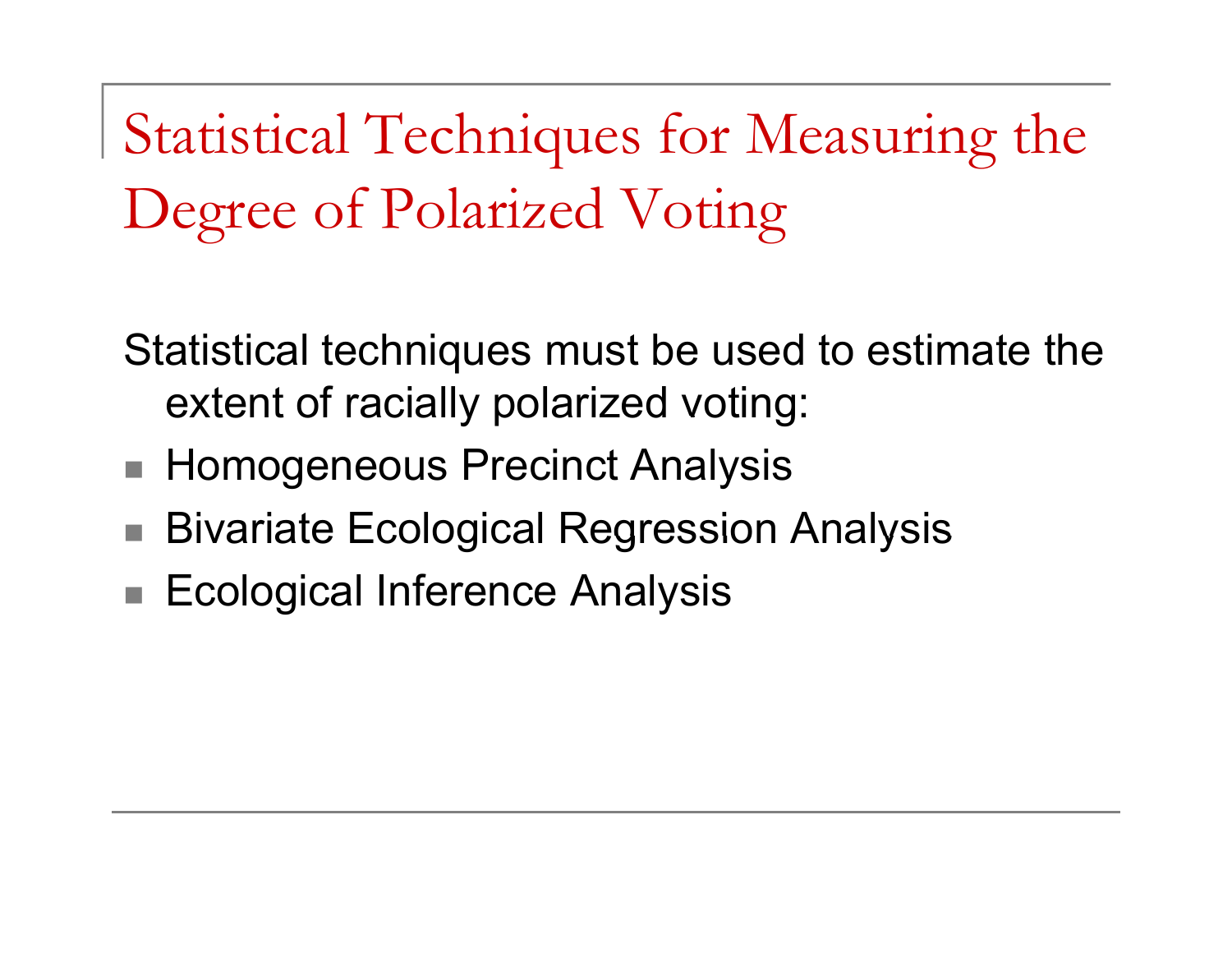# Statistical Techniques for Measuring the Degree of Polarized Voting

Statistical techniques must be used to estimate the extent of racially polarized voting:

- Homogeneous Precinct Analysis
- Bivariate Ecological Regression Analysis
- Ecological Inference Analysis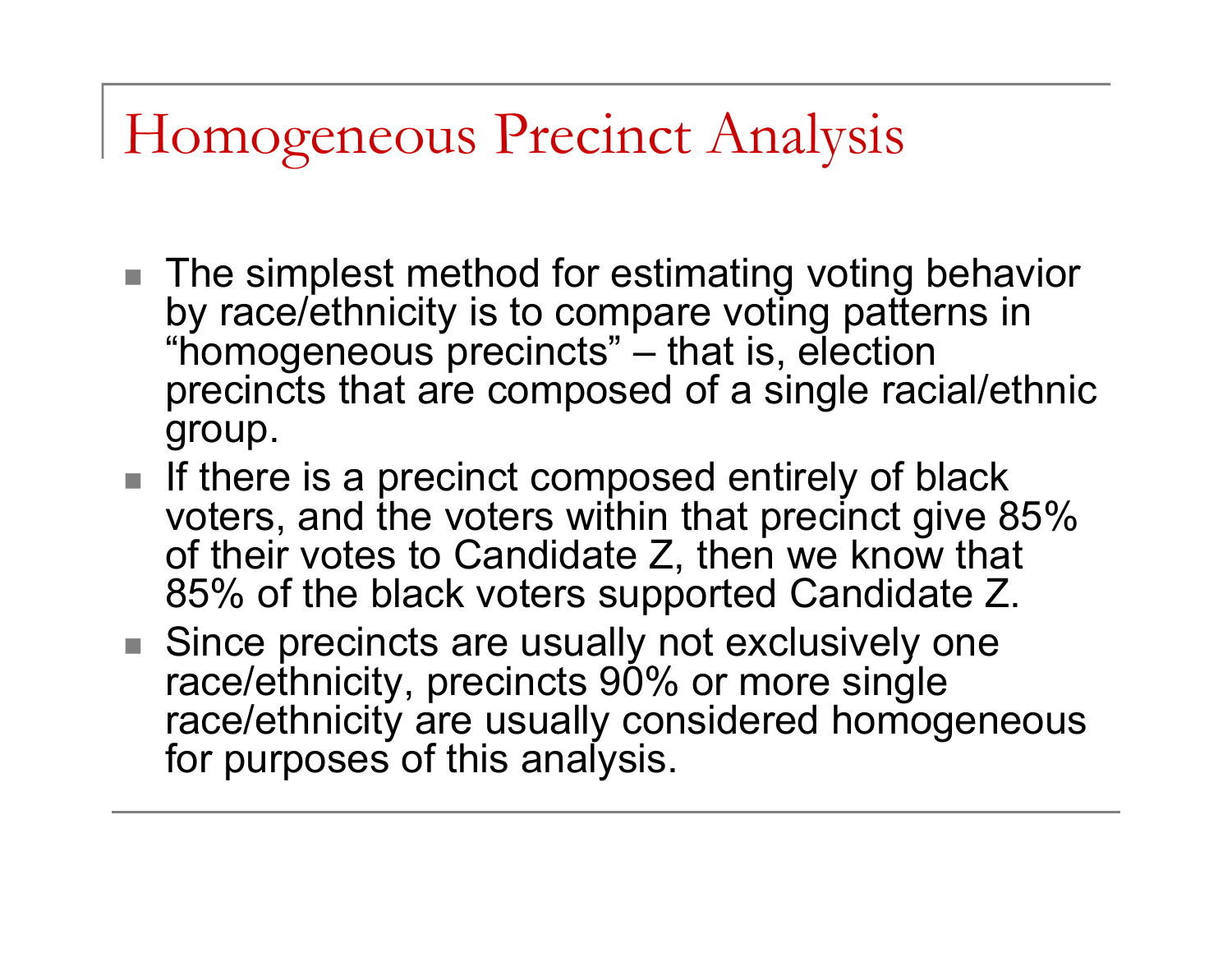# Homogeneous Precinct Analysis

- The simplest method for estimating voting behavior by race/ethnicity is to compare voting patterns in "homogeneous precincts" – that is, election precincts that are composed of a single racial/ethnic group.
- If there is a precinct composed entirely of black voters, and the voters within that precinct give 85% of their votes to Candidate Z, then we know that 85% of the black voters supported Candidate Z.
- Since precincts are usually not exclusively one race/ethnicity, precincts 90% or more single race/ethnicity are usually considered homogeneous for purposes of this analysis.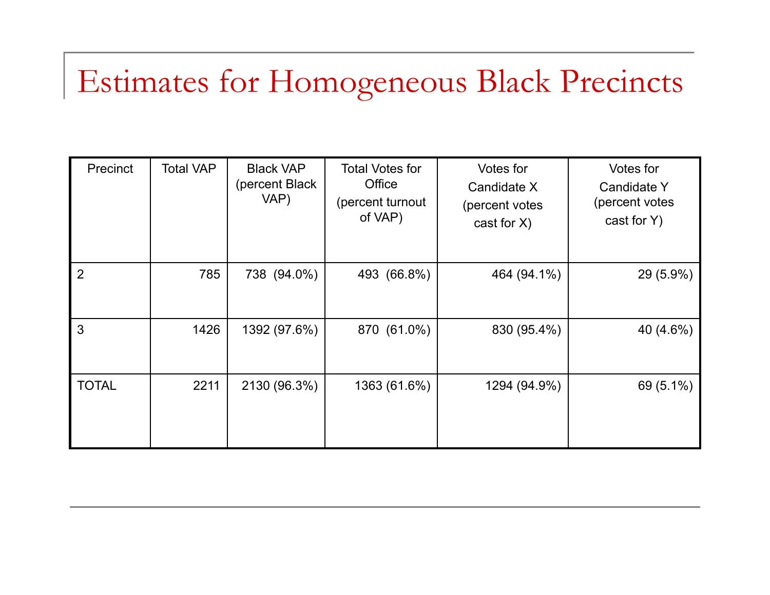# Estimates for Homogeneous Black Precincts

| Precinct | Total VAP | Black VAP (percent Black VAP) | Total Votes for Office (percent turnout of VAP) | Votes for Candidate X (percent votes cast for X) | Votes for Candidate Y (percent votes cast for Y) |
|---|---|---|---|---|---|
| 2 | 785 | 738 (94.0%) | 493 (66.8%) | 464 (94.1%) | 29 (5.9%) |
| 3 | 1426 | 1392 (97.6%) | 870 (61.0%) | 830 (95.4%) | 40 (4.6%) |
| TOTAL | 2211 | 2130 (96.3%) | 1363 (61.6%) | 1294 (94.9%) | 69 (5.1%) |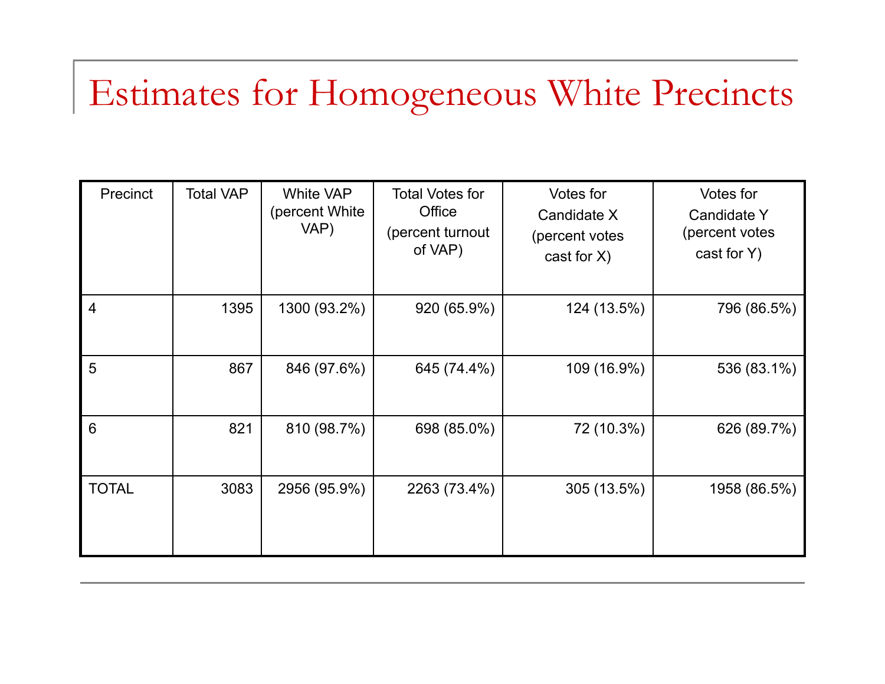# Estimates for Homogeneous White Precincts

| Precinct | Total VAP | White VAP (percent White VAP) | Total Votes for Office (percent turnout of VAP) | Votes for Candidate X (percent votes cast for X) | Votes for Candidate Y (percent votes cast for Y) |
|---|---|---|---|---|---|
| 4 | 1395 | 1300 (93.2%) | 920 (65.9%) | 124 (13.5%) | 796 (86.5%) |
| 5 | 867 | 846 (97.6%) | 645 (74.4%) | 109 (16.9%) | 536 (83.1%) |
| 6 | 821 | 810 (98.7%) | 698 (85.0%) | 72 (10.3%) | 626 (89.7%) |
| TOTAL | 3083 | 2956 (95.9%) | 2263 (73.4%) | 305 (13.5%) | 1958 (86.5%) |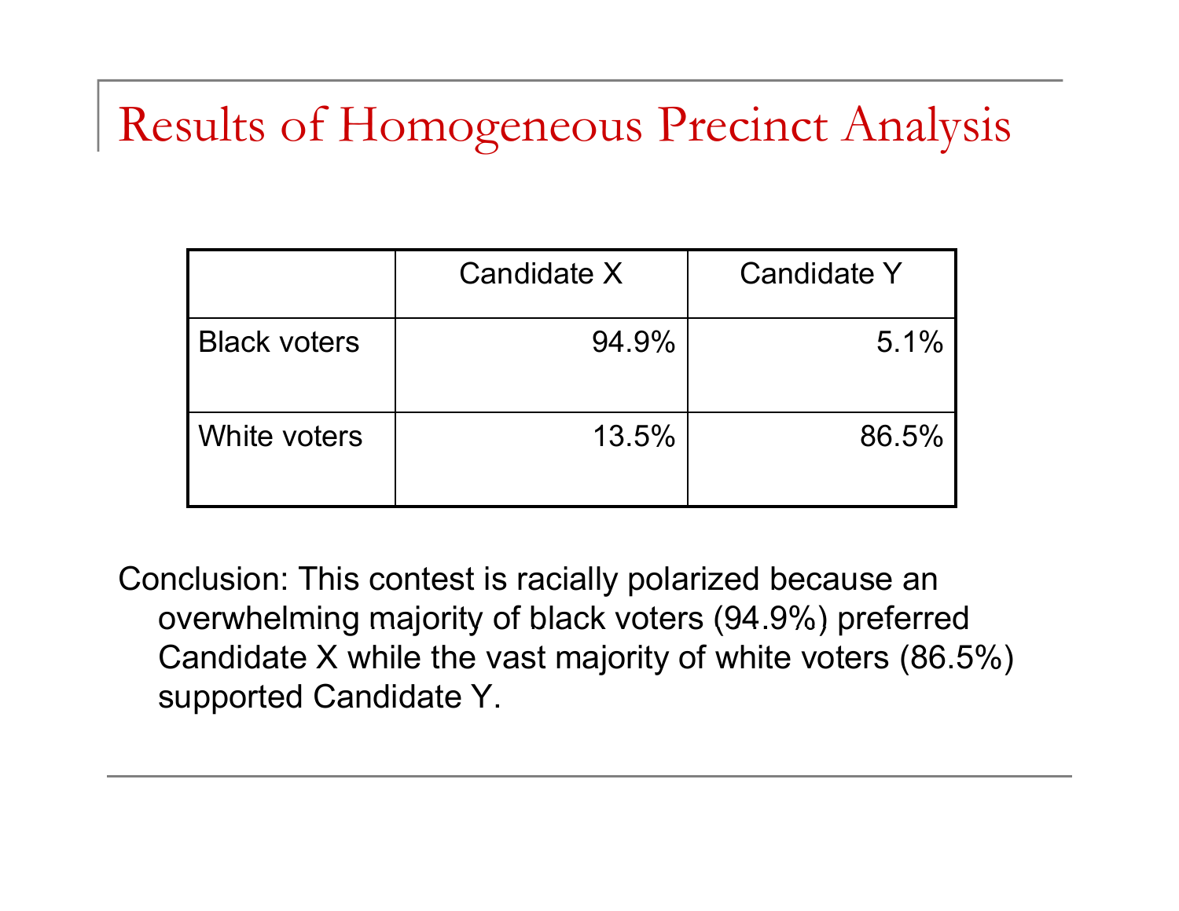# Results of Homogeneous Precinct Analysis

| | Candidate X | Candidate Y |
|---|---|---|
| Black voters | 94.9% | 5.1% |
| White voters | 13.5% | 86.5% |

Conclusion: This contest is racially polarized because an overwhelming majority of black voters (94.9%) preferred Candidate X while the vast majority of white voters (86.5%) supported Candidate Y.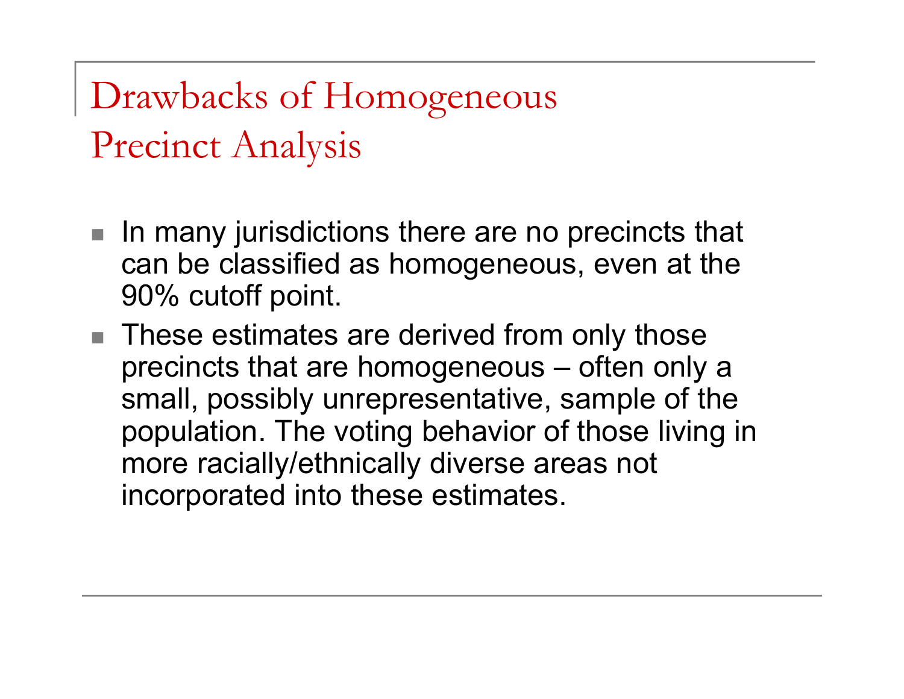# Drawbacks of Homogeneous Precinct Analysis

- In many jurisdictions there are no precincts that can be classified as homogeneous, even at the 90% cutoff point.
- These estimates are derived from only those precincts that are homogeneous – often only a small, possibly unrepresentative, sample of the population. The voting behavior of those living in more racially/ethnically diverse areas not incorporated into these estimates.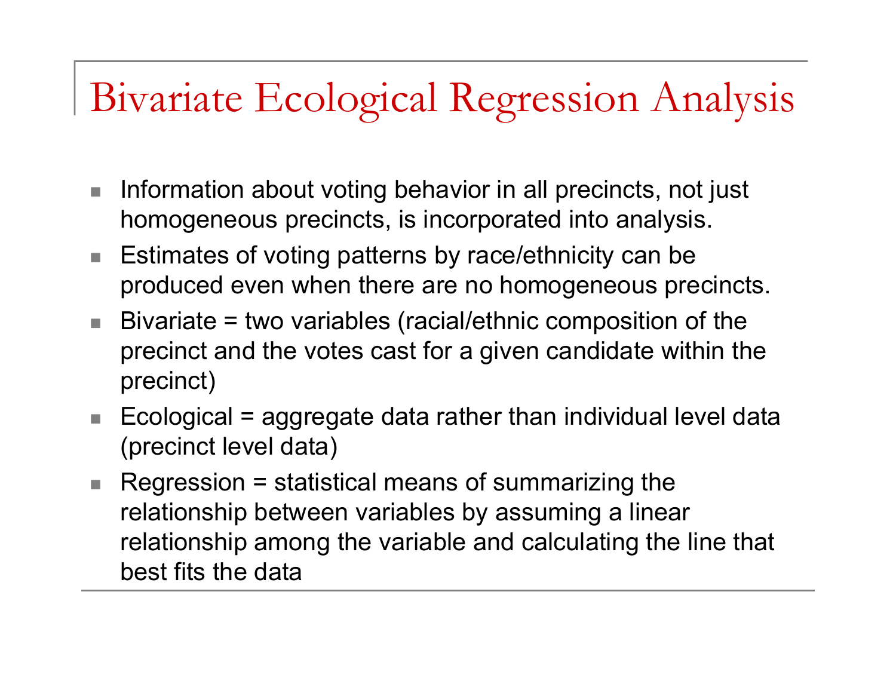# Bivariate Ecological Regression Analysis

- Information about voting behavior in all precincts, not just homogeneous precincts, is incorporated into analysis.
- Estimates of voting patterns by race/ethnicity can be produced even when there are no homogeneous precincts.
- Bivariate = two variables (racial/ethnic composition of the precinct and the votes cast for a given candidate within the precinct)
- Ecological = aggregate data rather than individual level data (precinct level data)
- Regression = statistical means of summarizing the relationship between variables by assuming a linear relationship among the variable and calculating the line that best fits the data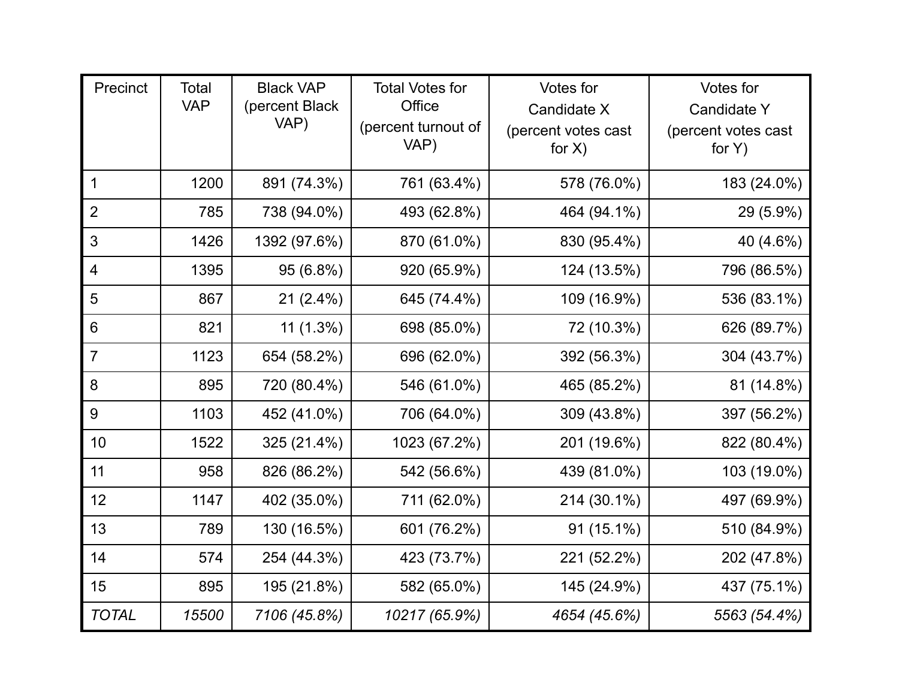| Precinct | Total VAP | Black VAP (percent Black VAP) | Total Votes for Office (percent turnout of VAP) | Votes for Candidate X (percent votes cast for X) | Votes for Candidate Y (percent votes cast for Y) |
|---|---|---|---|---|---|
| 1 | 1200 | 891 (74.3%) | 761 (63.4%) | 578 (76.0%) | 183 (24.0%) |
| 2 | 785 | 738 (94.0%) | 493 (62.8%) | 464 (94.1%) | 29 (5.9%) |
| 3 | 1426 | 1392 (97.6%) | 870 (61.0%) | 830 (95.4%) | 40 (4.6%) |
| 4 | 1395 | 95 (6.8%) | 920 (65.9%) | 124 (13.5%) | 796 (86.5%) |
| 5 | 867 | 21 (2.4%) | 645 (74.4%) | 109 (16.9%) | 536 (83.1%) |
| 6 | 821 | 11 (1.3%) | 698 (85.0%) | 72 (10.3%) | 626 (89.7%) |
| 7 | 1123 | 654 (58.2%) | 696 (62.0%) | 392 (56.3%) | 304 (43.7%) |
| 8 | 895 | 720 (80.4%) | 546 (61.0%) | 465 (85.2%) | 81 (14.8%) |
| 9 | 1103 | 452 (41.0%) | 706 (64.0%) | 309 (43.8%) | 397 (56.2%) |
| 10 | 1522 | 325 (21.4%) | 1023 (67.2%) | 201 (19.6%) | 822 (80.4%) |
| 11 | 958 | 826 (86.2%) | 542 (56.6%) | 439 (81.0%) | 103 (19.0%) |
| 12 | 1147 | 402 (35.0%) | 711 (62.0%) | 214 (30.1%) | 497 (69.9%) |
| 13 | 789 | 130 (16.5%) | 601 (76.2%) | 91 (15.1%) | 510 (84.9%) |
| 14 | 574 | 254 (44.3%) | 423 (73.7%) | 221 (52.2%) | 202 (47.8%) |
| 15 | 895 | 195 (21.8%) | 582 (65.0%) | 145 (24.9%) | 437 (75.1%) |
| *TOTAL* | *15500* | *7106 (45.8%)* | *10217 (65.9%)* | *4654 (45.6%)* | *5563 (54.4%)* |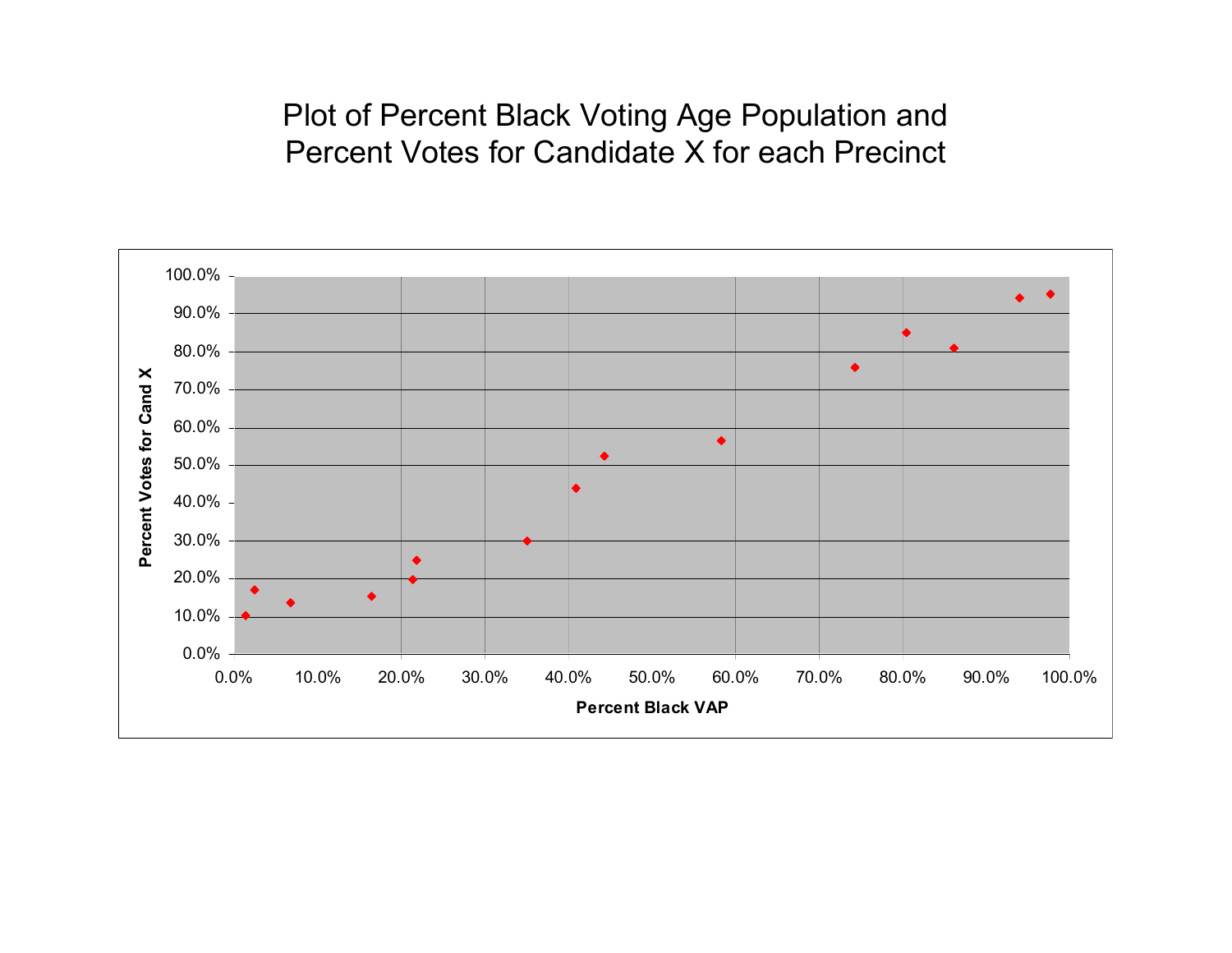# Plot of Percent Black Voting Age Population and Percent Votes for Candidate X for each Precinct

Percent Votes for Cand X

100.0%
90.0%
80.0%
70.0%
60.0%
50.0%
40.0%
30.0%
20.0%
10.0%
0.0%

0.0% 10.0% 20.0% 30.0% 40.0% 50.0% 60.0% 70.0% 80.0% 90.0% 100.0%

Percent Black VAP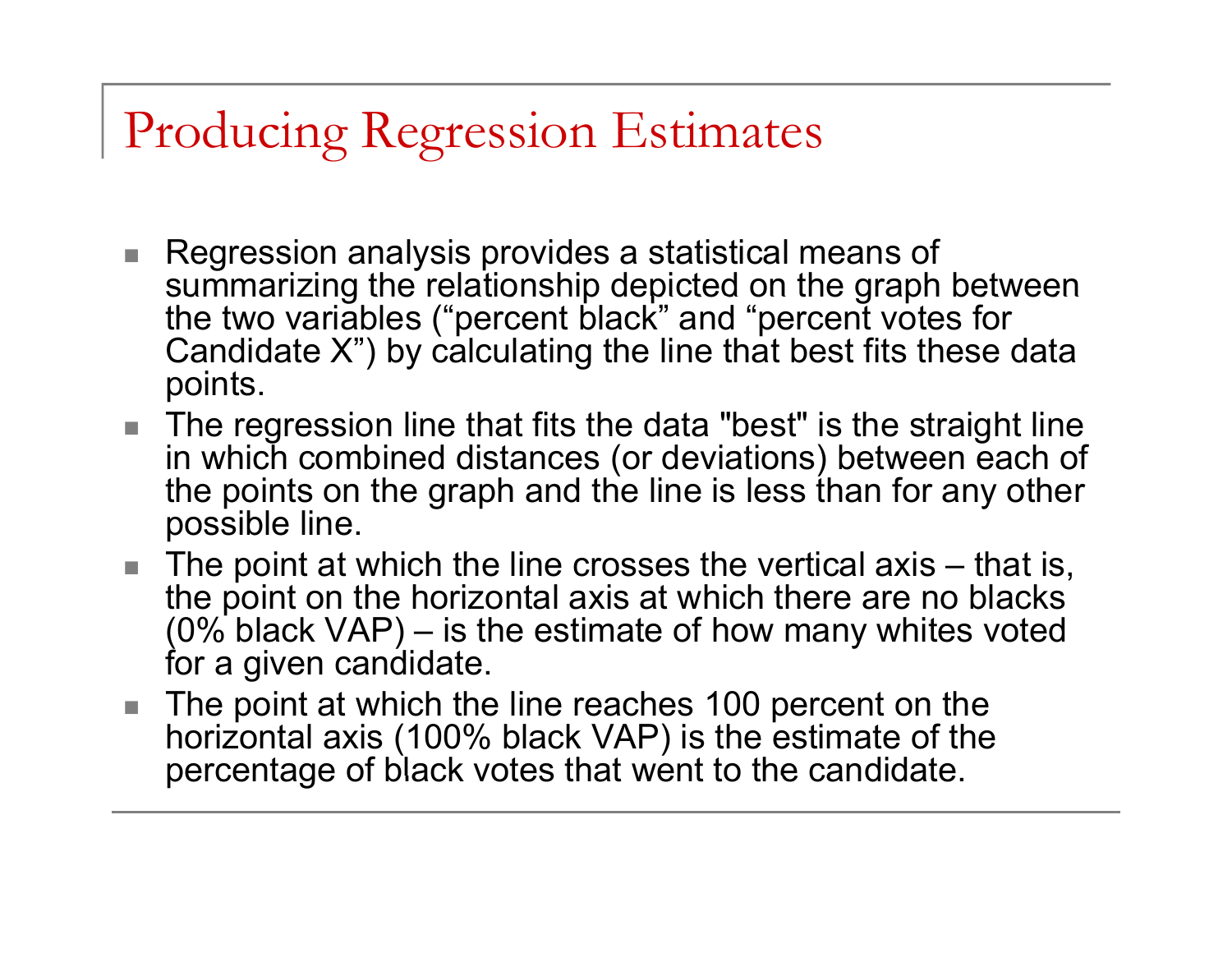# Producing Regression Estimates

- Regression analysis provides a statistical means of summarizing the relationship depicted on the graph between the two variables ("percent black" and "percent votes for Candidate X") by calculating the line that best fits these data points.
- The regression line that fits the data "best" is the straight line in which combined distances (or deviations) between each of the points on the graph and the line is less than for any other possible line.
- The point at which the line crosses the vertical axis – that is, the point on the horizontal axis at which there are no blacks (0% black VAP) – is the estimate of how many whites voted for a given candidate.
- The point at which the line reaches 100 percent on the horizontal axis (100% black VAP) is the estimate of the percentage of black votes that went to the candidate.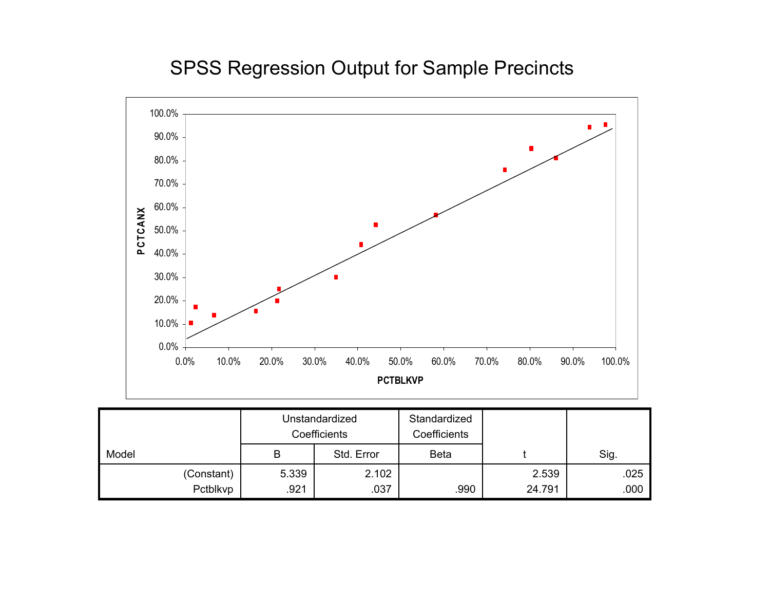# SPSS Regression Output for Sample Precincts

| Model | Unstandardized Coefficients | | Standardized Coefficients | t | Sig. |
|---|---|---|---|---|---|
| | B | Std. Error | Beta | | |
| (Constant) | 5.339 | 2.102 | | 2.539 | .025 |
| Pctblkvp | .921 | .037 | .990 | 24.791 | .000 |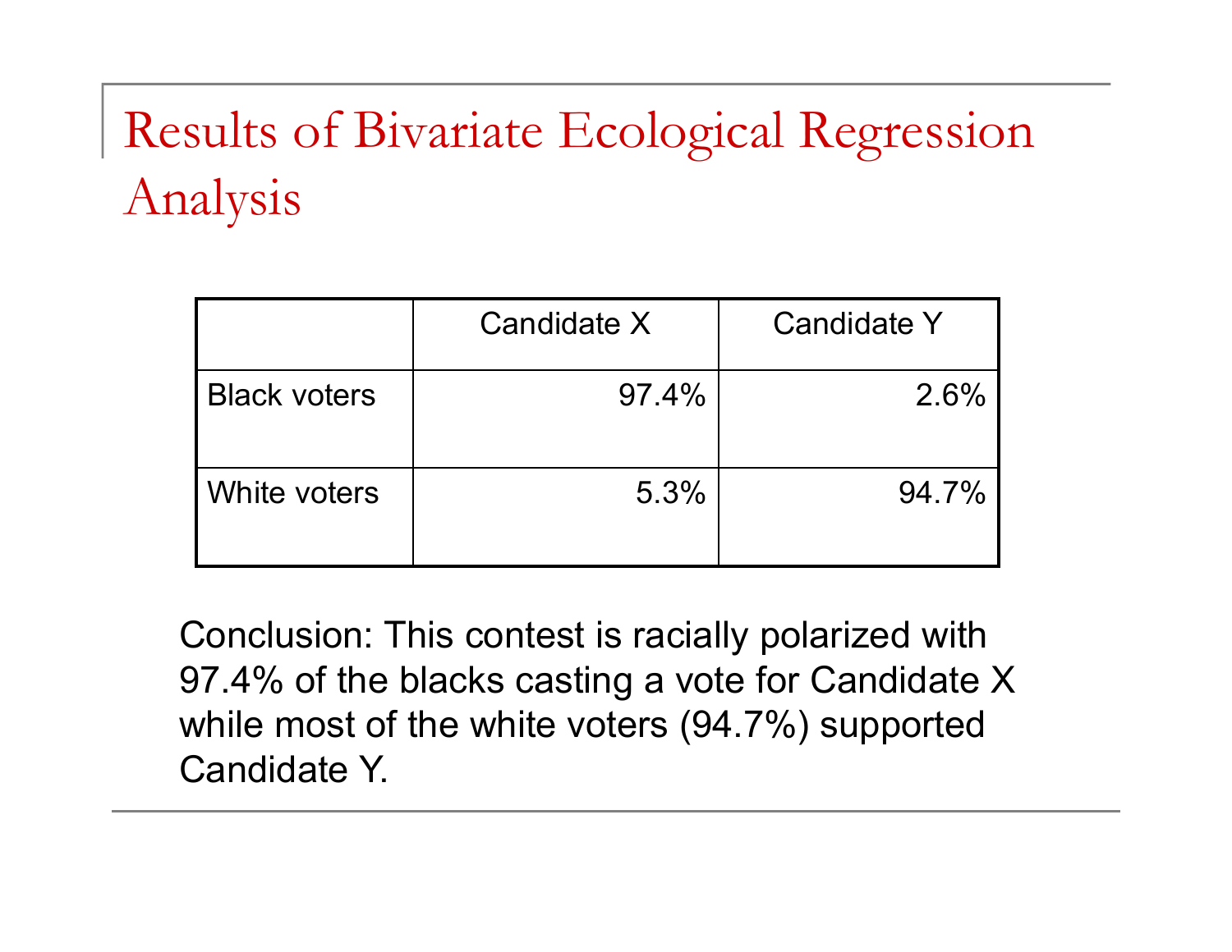# Results of Bivariate Ecological Regression Analysis

| | Candidate X | Candidate Y |
|---|---|---|
| Black voters | 97.4% | 2.6% |
| White voters | 5.3% | 94.7% |

Conclusion: This contest is racially polarized with 97.4% of the blacks casting a vote for Candidate X while most of the white voters (94.7%) supported Candidate Y.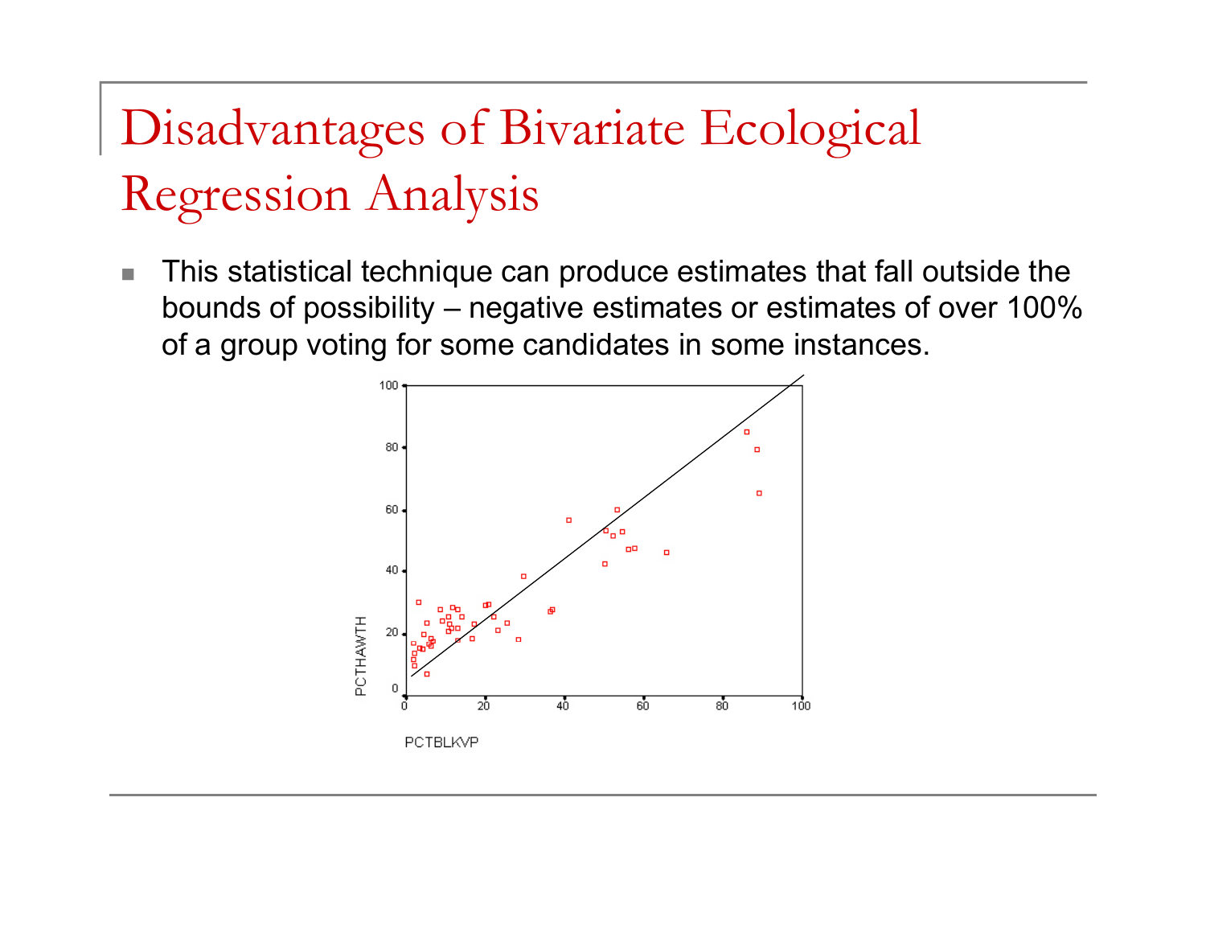# Disadvantages of Bivariate Ecological Regression Analysis

- This statistical technique can produce estimates that fall outside the bounds of possibility – negative estimates or estimates of over 100% of a group voting for some candidates in some instances.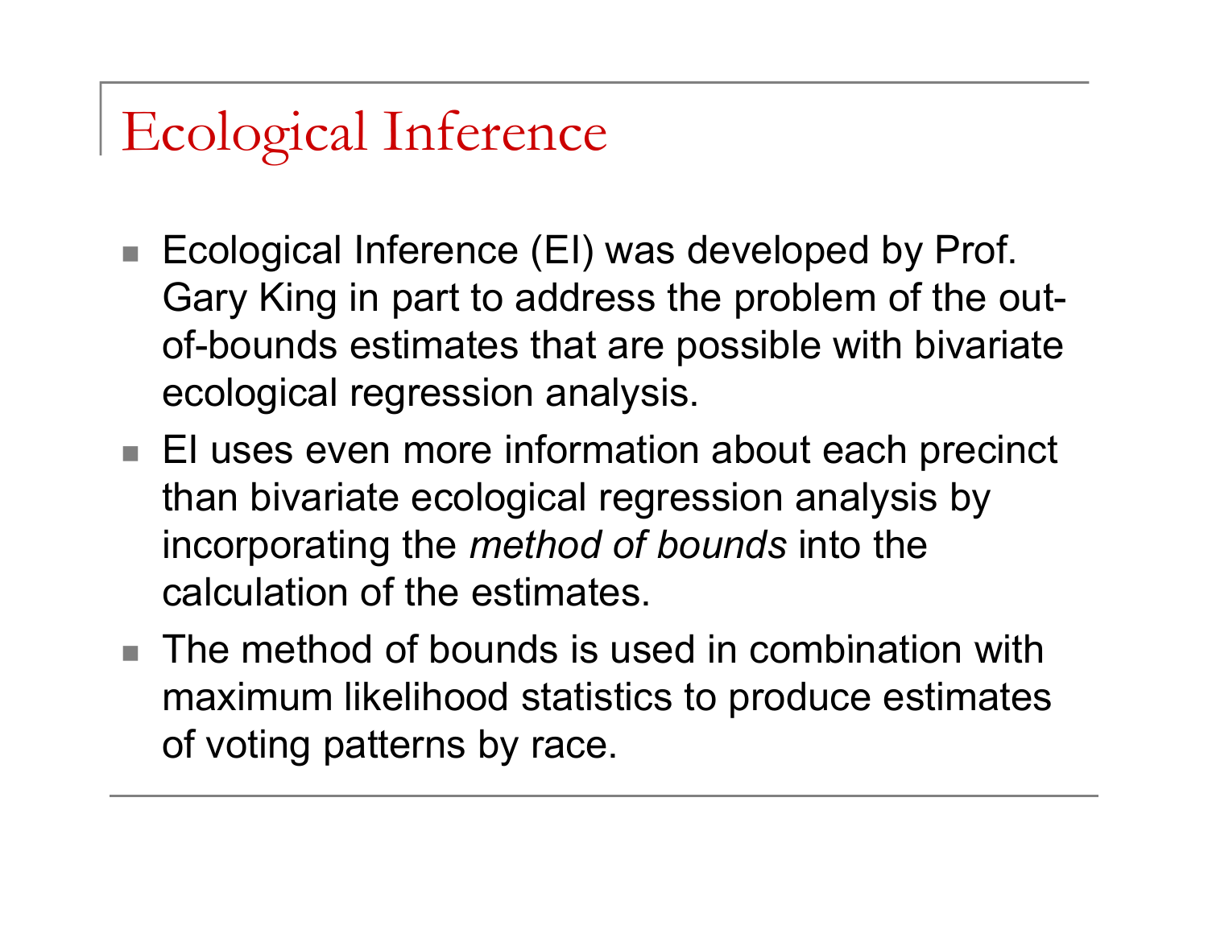# Ecological Inference

- Ecological Inference (EI) was developed by Prof. Gary King in part to address the problem of the out-of-bounds estimates that are possible with bivariate ecological regression analysis.
- EI uses even more information about each precinct than bivariate ecological regression analysis by incorporating the *method of bounds* into the calculation of the estimates.
- The method of bounds is used in combination with maximum likelihood statistics to produce estimates of voting patterns by race.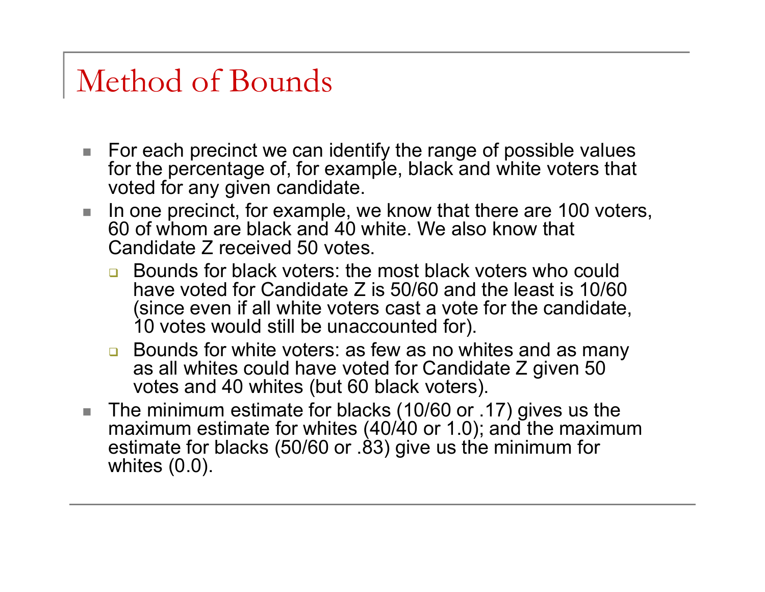# Method of Bounds

- For each precinct we can identify the range of possible values for the percentage of, for example, black and white voters that voted for any given candidate.
- In one precinct, for example, we know that there are 100 voters, 60 of whom are black and 40 white. We also know that Candidate Z received 50 votes.
  - Bounds for black voters: the most black voters who could have voted for Candidate Z is 50/60 and the least is 10/60 (since even if all white voters cast a vote for the candidate, 10 votes would still be unaccounted for).
  - Bounds for white voters: as few as no whites and as many as all whites could have voted for Candidate Z given 50 votes and 40 whites (but 60 black voters).
- The minimum estimate for blacks (10/60 or .17) gives us the maximum estimate for whites (40/40 or 1.0); and the maximum estimate for blacks (50/60 or .83) give us the minimum for whites (0.0).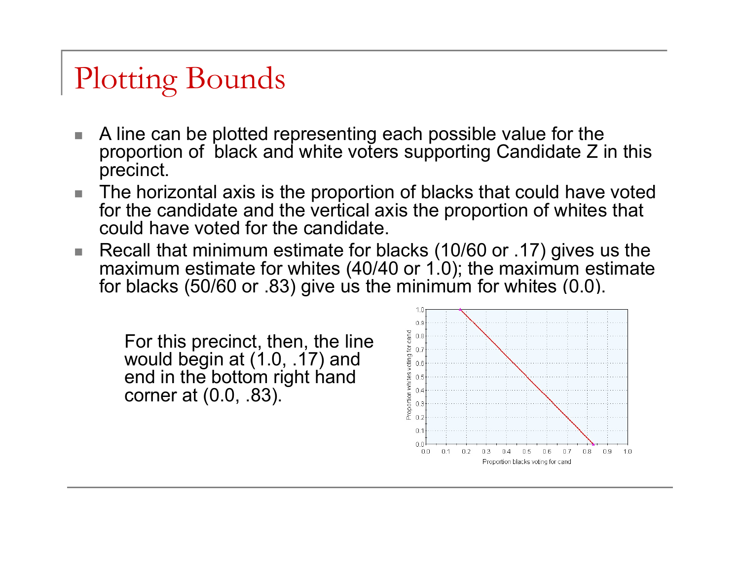# Plotting Bounds

- A line can be plotted representing each possible value for the proportion of black and white voters supporting Candidate Z in this precinct.
- The horizontal axis is the proportion of blacks that could have voted for the candidate and the vertical axis the proportion of whites that could have voted for the candidate.
- Recall that minimum estimate for blacks (10/60 or .17) gives us the maximum estimate for whites (40/40 or 1.0); the maximum estimate for blacks (50/60 or .83) give us the minimum for whites (0.0).

For this precinct, then, the line would begin at (1.0, .17) and end in the bottom right hand corner at (0.0, .83).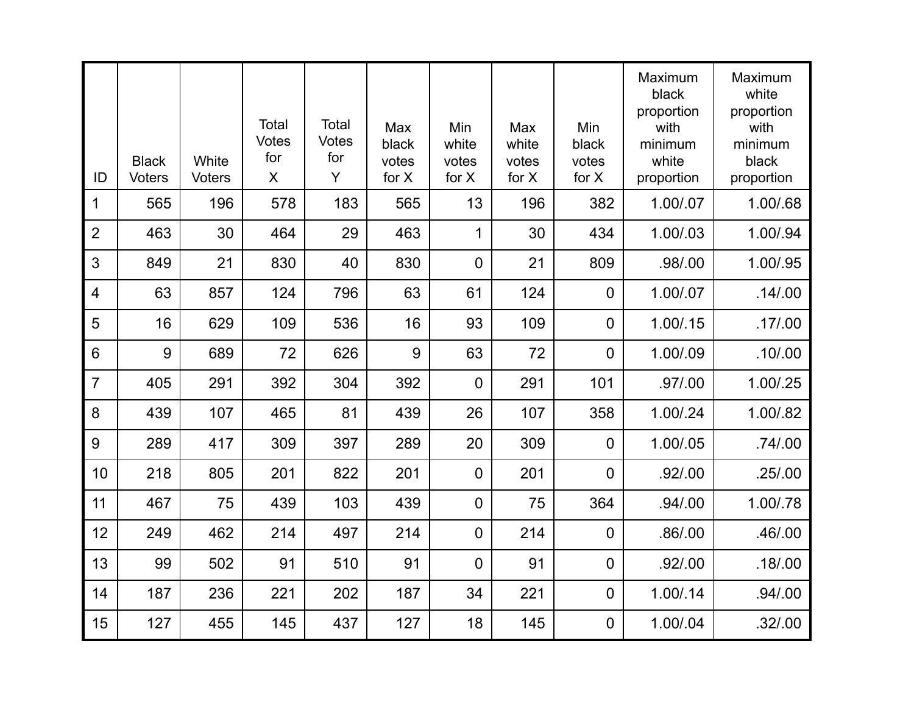| ID | Black Voters | White Voters | Total Votes for X | Total Votes for Y | Max black votes for X | Min white votes for X | Max white votes for X | Min black votes for X | Maximum black proportion with minimum white proportion | Maximum white proportion with minimum black proportion |
|---|---|---|---|---|---|---|---|---|---|---|
| 1 | 565 | 196 | 578 | 183 | 565 | 13 | 196 | 382 | 1.00/.07 | 1.00/.68 |
| 2 | 463 | 30 | 464 | 29 | 463 | 1 | 30 | 434 | 1.00/.03 | 1.00/.94 |
| 3 | 849 | 21 | 830 | 40 | 830 | 0 | 21 | 809 | .98/.00 | 1.00/.95 |
| 4 | 63 | 857 | 124 | 796 | 63 | 61 | 124 | 0 | 1.00/.07 | .14/.00 |
| 5 | 16 | 629 | 109 | 536 | 16 | 93 | 109 | 0 | 1.00/.15 | .17/.00 |
| 6 | 9 | 689 | 72 | 626 | 9 | 63 | 72 | 0 | 1.00/.09 | .10/.00 |
| 7 | 405 | 291 | 392 | 304 | 392 | 0 | 291 | 101 | .97/.00 | 1.00/.25 |
| 8 | 439 | 107 | 465 | 81 | 439 | 26 | 107 | 358 | 1.00/.24 | 1.00/.82 |
| 9 | 289 | 417 | 309 | 397 | 289 | 20 | 309 | 0 | 1.00/.05 | .74/.00 |
| 10 | 218 | 805 | 201 | 822 | 201 | 0 | 201 | 0 | .92/.00 | .25/.00 |
| 11 | 467 | 75 | 439 | 103 | 439 | 0 | 75 | 364 | .94/.00 | 1.00/.78 |
| 12 | 249 | 462 | 214 | 497 | 214 | 0 | 214 | 0 | .86/.00 | .46/.00 |
| 13 | 99 | 502 | 91 | 510 | 91 | 0 | 91 | 0 | .92/.00 | .18/.00 |
| 14 | 187 | 236 | 221 | 202 | 187 | 34 | 221 | 0 | 1.00/.14 | .94/.00 |
| 15 | 127 | 455 | 145 | 437 | 127 | 18 | 145 | 0 | 1.00/.04 | .32/.00 |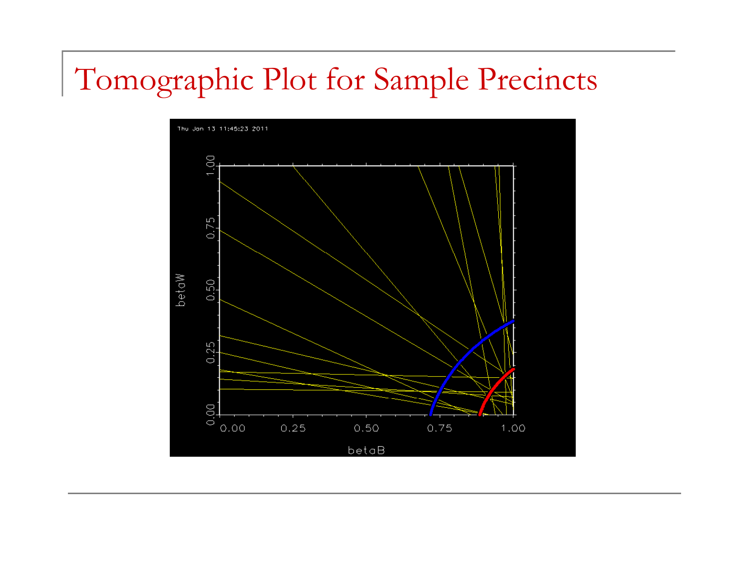# Tomographic Plot for Sample Precincts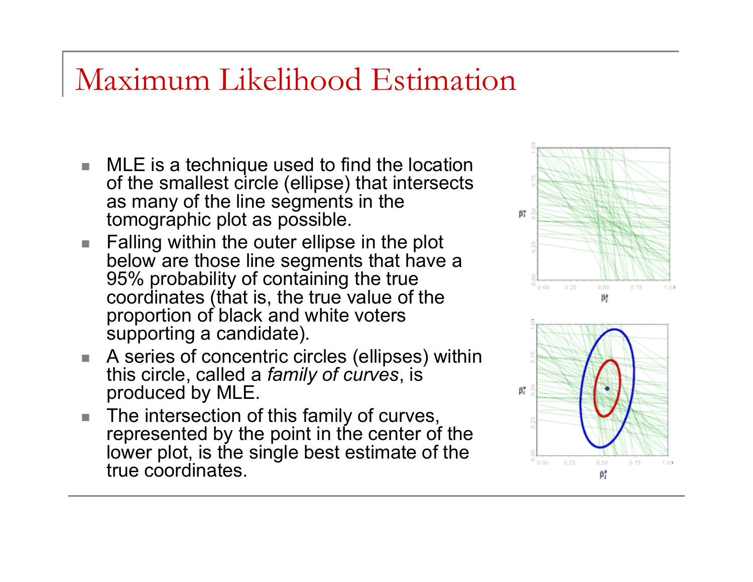# Maximum Likelihood Estimation

- MLE is a technique used to find the location of the smallest circle (ellipse) that intersects as many of the line segments in the tomographic plot as possible.
- Falling within the outer ellipse in the plot below are those line segments that have a 95% probability of containing the true coordinates (that is, the true value of the proportion of black and white voters supporting a candidate).
- A series of concentric circles (ellipses) within this circle, called a *family of curves*, is produced by MLE.
- The intersection of this family of curves, represented by the point in the center of the lower plot, is the single best estimate of the true coordinates.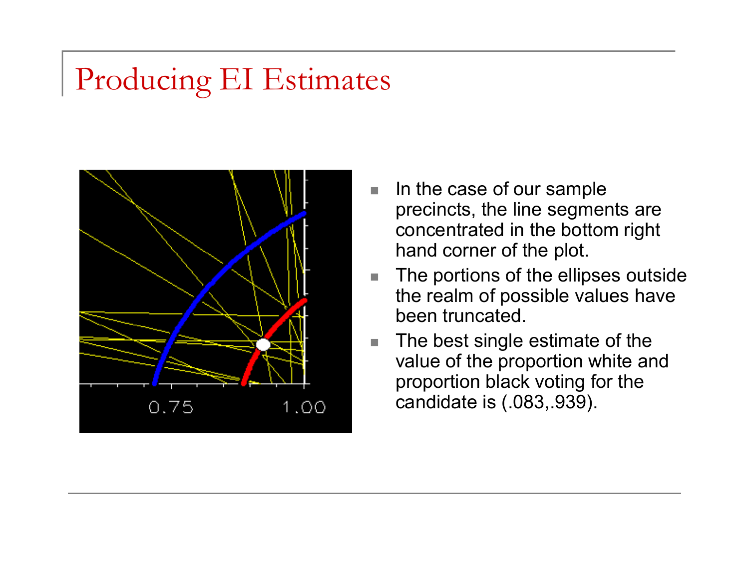# Producing EI Estimates

- In the case of our sample precincts, the line segments are concentrated in the bottom right hand corner of the plot.
- The portions of the ellipses outside the realm of possible values have been truncated.
- The best single estimate of the value of the proportion white and proportion black voting for the candidate is (.083,.939).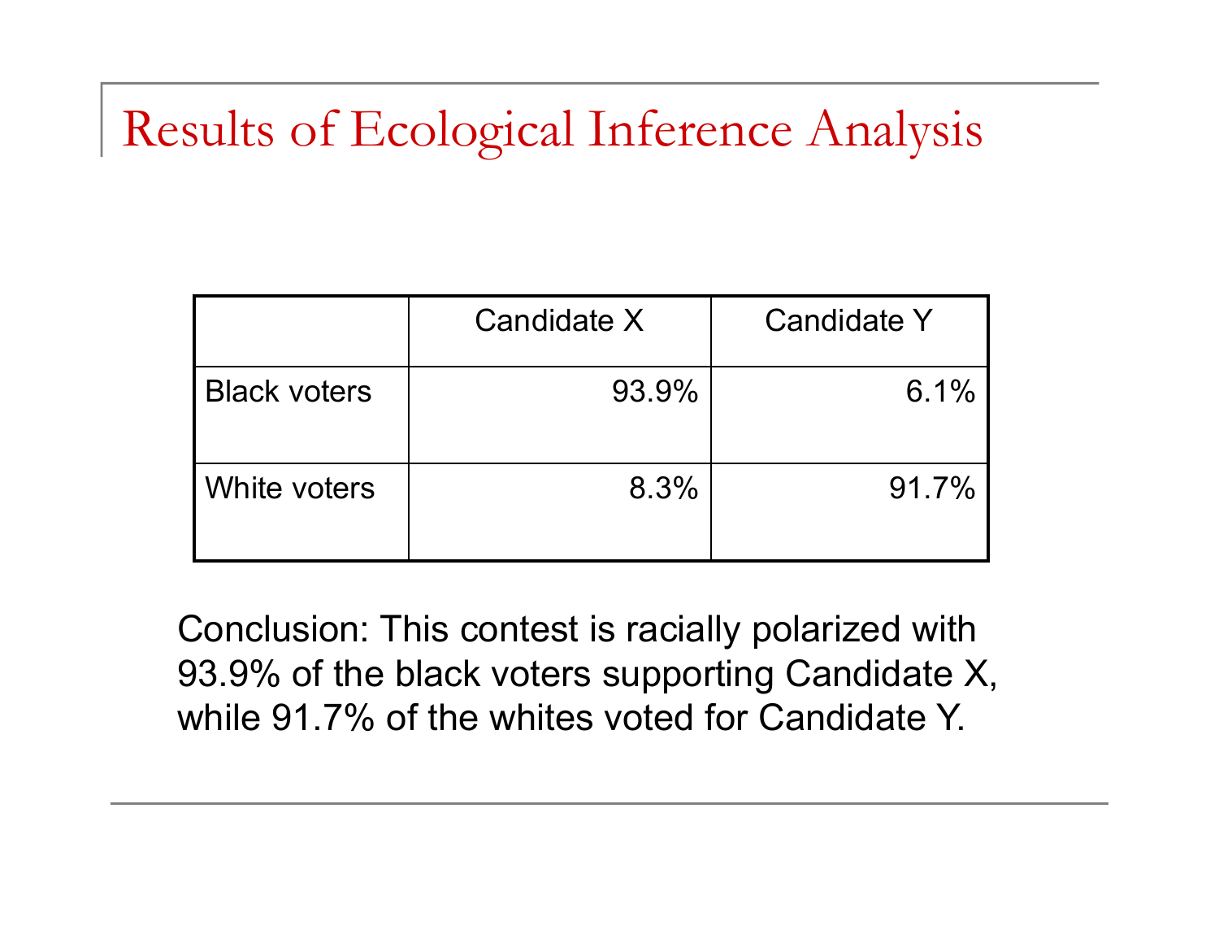# Results of Ecological Inference Analysis

| | Candidate X | Candidate Y |
|---|---|---|
| Black voters | 93.9% | 6.1% |
| White voters | 8.3% | 91.7% |

Conclusion: This contest is racially polarized with 93.9% of the black voters supporting Candidate X, while 91.7% of the whites voted for Candidate Y.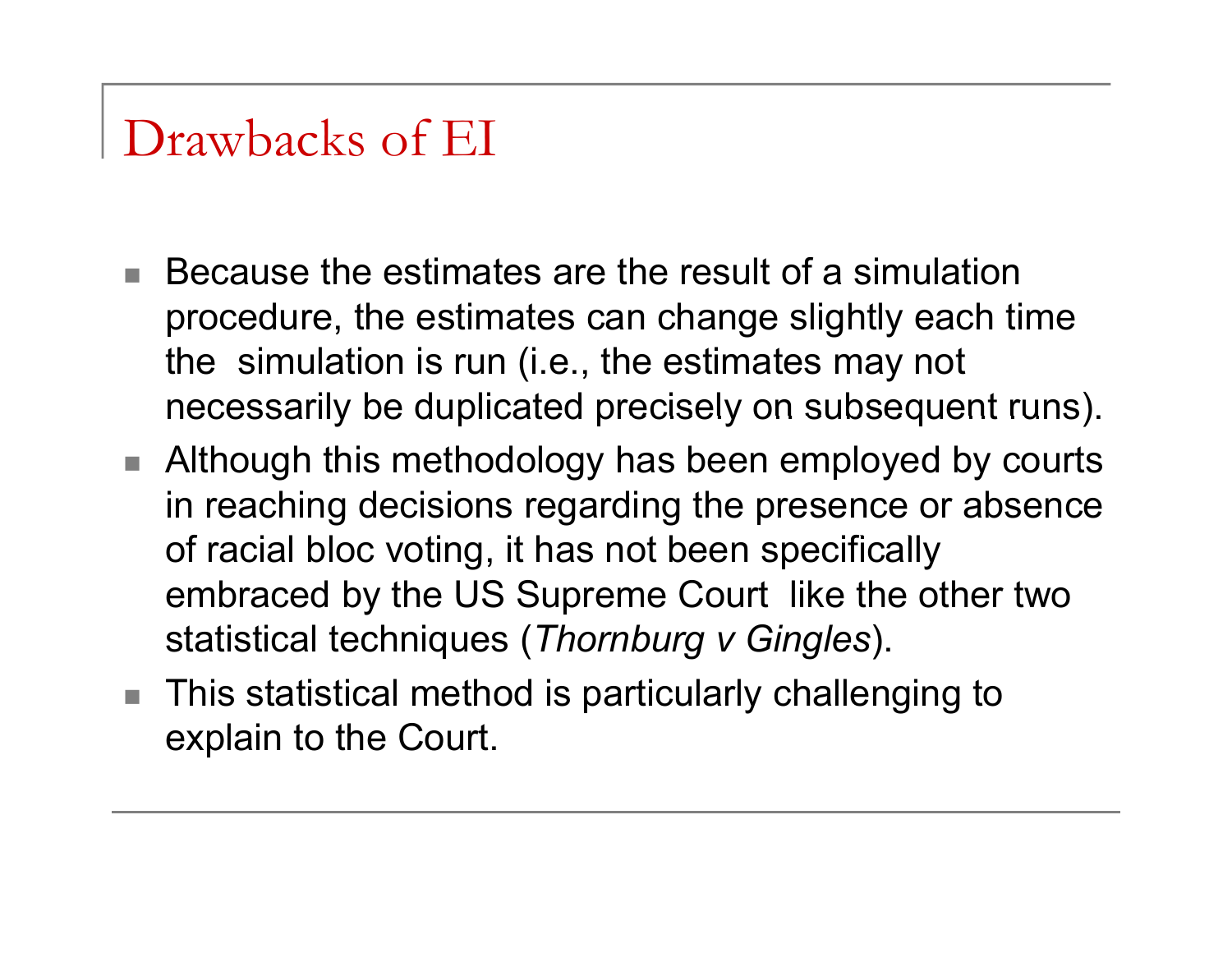# Drawbacks of EI

- Because the estimates are the result of a simulation procedure, the estimates can change slightly each time the simulation is run (i.e., the estimates may not necessarily be duplicated precisely on subsequent runs).
- Although this methodology has been employed by courts in reaching decisions regarding the presence or absence of racial bloc voting, it has not been specifically embraced by the US Supreme Court like the other two statistical techniques (*Thornburg v Gingles*).
- This statistical method is particularly challenging to explain to the Court.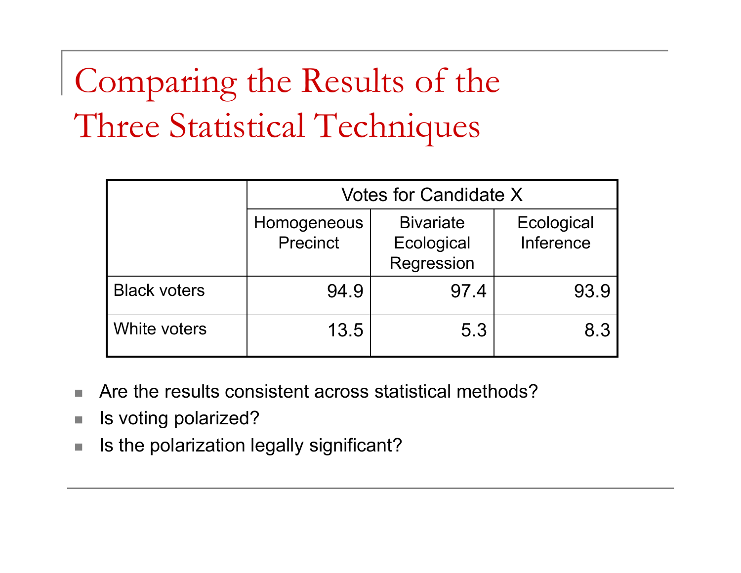# Comparing the Results of the Three Statistical Techniques

| | Votes for Candidate X | | |
|---|---|---|---|
| | Homogeneous Precinct | Bivariate Ecological Regression | Ecological Inference |
| Black voters | 94.9 | 97.4 | 93.9 |
| White voters | 13.5 | 5.3 | 8.3 |

- Are the results consistent across statistical methods?
- Is voting polarized?
- Is the polarization legally significant?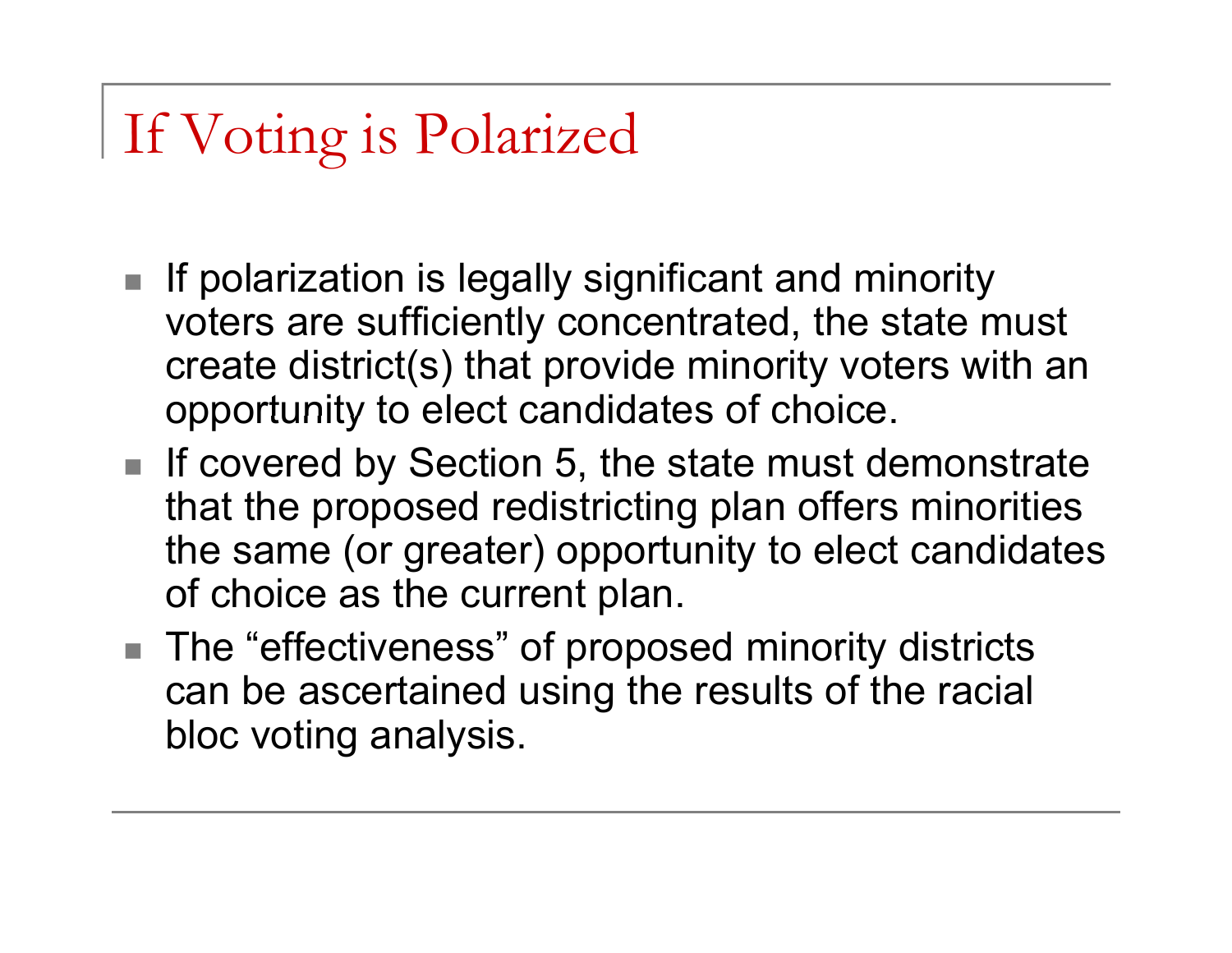# If Voting is Polarized

- If polarization is legally significant and minority voters are sufficiently concentrated, the state must create district(s) that provide minority voters with an opportunity to elect candidates of choice.
- If covered by Section 5, the state must demonstrate that the proposed redistricting plan offers minorities the same (or greater) opportunity to elect candidates of choice as the current plan.
- The “effectiveness” of proposed minority districts can be ascertained using the results of the racial bloc voting analysis.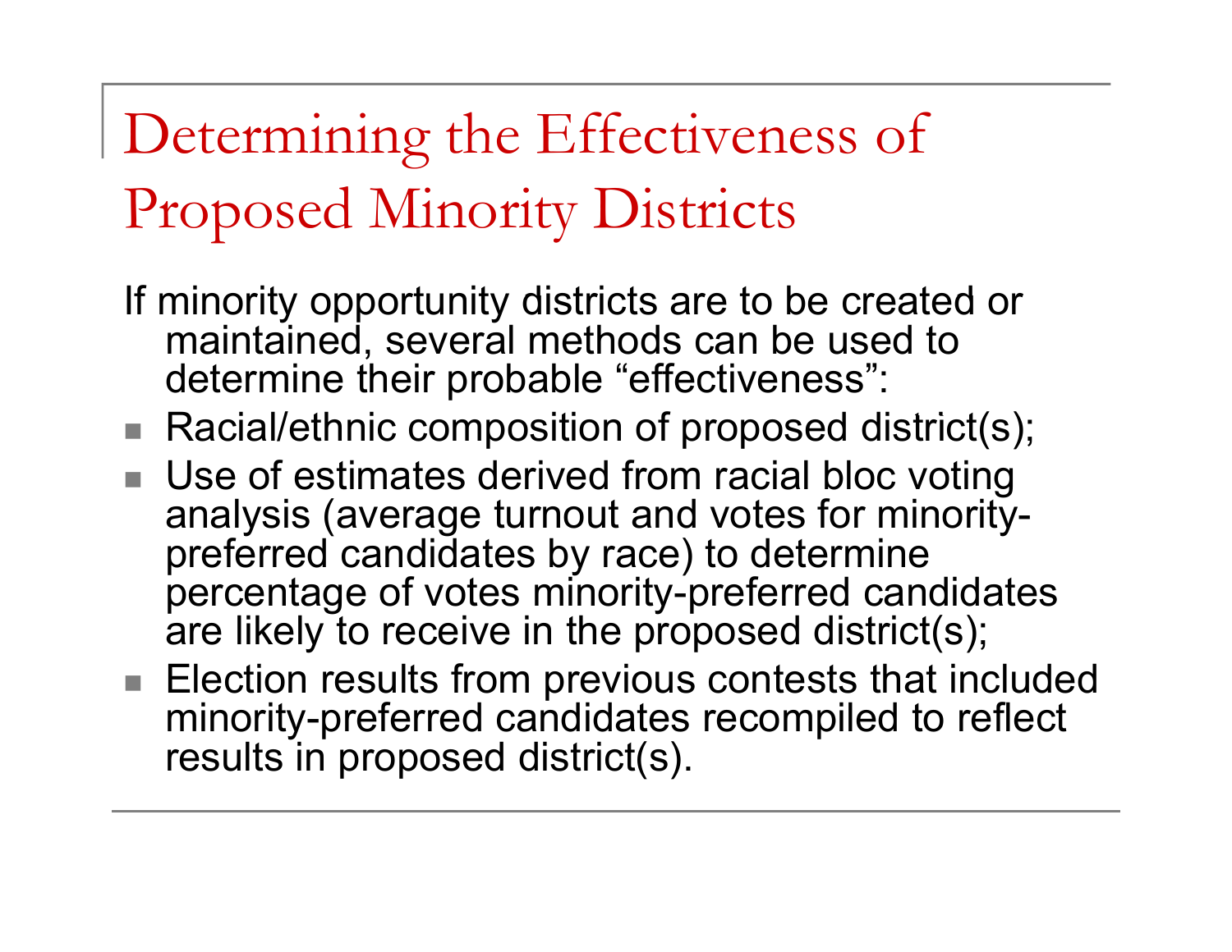# Determining the Effectiveness of Proposed Minority Districts

If minority opportunity districts are to be created or maintained, several methods can be used to determine their probable “effectiveness”:

- Racial/ethnic composition of proposed district(s);
- Use of estimates derived from racial bloc voting analysis (average turnout and votes for minority-preferred candidates by race) to determine percentage of votes minority-preferred candidates are likely to receive in the proposed district(s);
- Election results from previous contests that included minority-preferred candidates recompiled to reflect results in proposed district(s).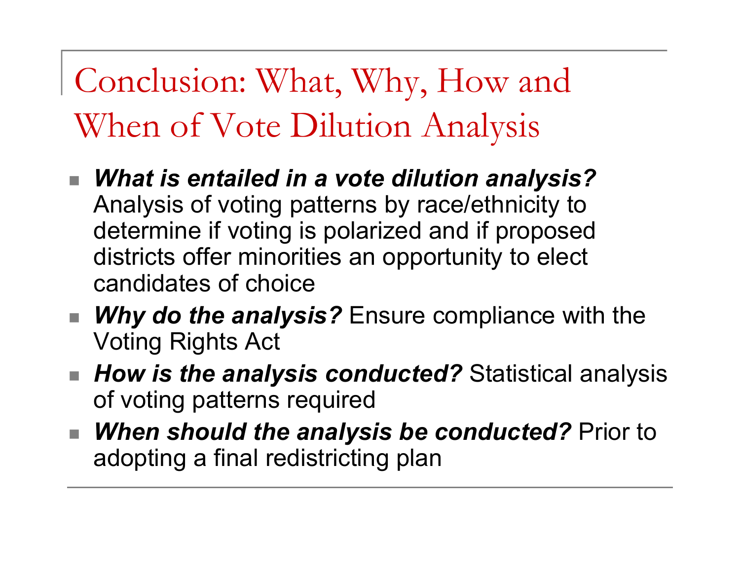# Conclusion: What, Why, How and When of Vote Dilution Analysis

- ***What is entailed in a vote dilution analysis?*** Analysis of voting patterns by race/ethnicity to determine if voting is polarized and if proposed districts offer minorities an opportunity to elect candidates of choice
- ***Why do the analysis?*** Ensure compliance with the Voting Rights Act
- ***How is the analysis conducted?*** Statistical analysis of voting patterns required
- ***When should the analysis be conducted?*** Prior to adopting a final redistricting plan